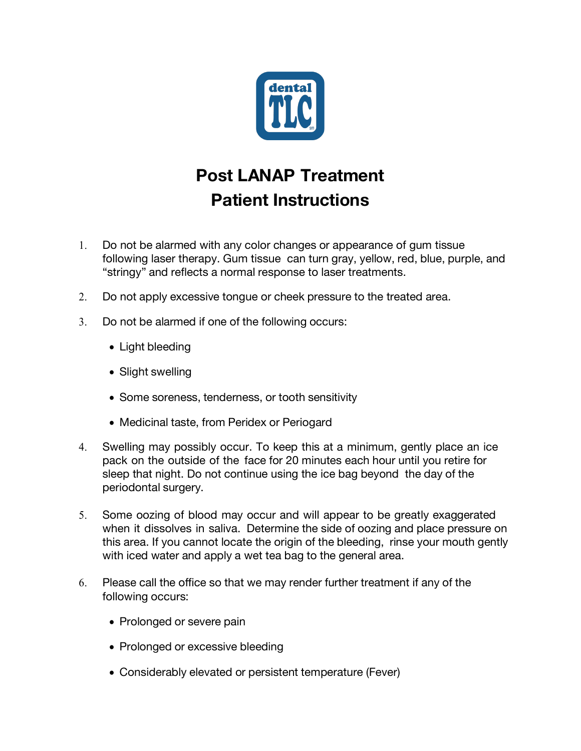# Post LANAP Treatment Patient Instructions

1. Do not be alarmed with any color changes or appearance of gum tissue following laser therapy. Gum tissue can turn gray, yellow, red, blue, purple, and "stringy" and reflects a normal response to laser treatments.

2. Do not apply excessive tongue or cheek pressure to the treated area.

3. Do not be alarmed if one of the following occurs:
   - Light bleeding
   - Slight swelling
   - Some soreness, tenderness, or tooth sensitivity
   - Medicinal taste, from Peridex or Periogard

4. Swelling may possibly occur. To keep this at a minimum, gently place an ice pack on the outside of the face for 20 minutes each hour until you retire for sleep that night. Do not continue using the ice bag beyond the day of the periodontal surgery.

5. Some oozing of blood may occur and will appear to be greatly exaggerated when it dissolves in saliva. Determine the side of oozing and place pressure on this area. If you cannot locate the origin of the bleeding, rinse your mouth gently with iced water and apply a wet tea bag to the general area.

6. Please call the office so that we may render further treatment if any of the following occurs:
   - Prolonged or severe pain
   - Prolonged or excessive bleeding
   - Considerably elevated or persistent temperature (Fever)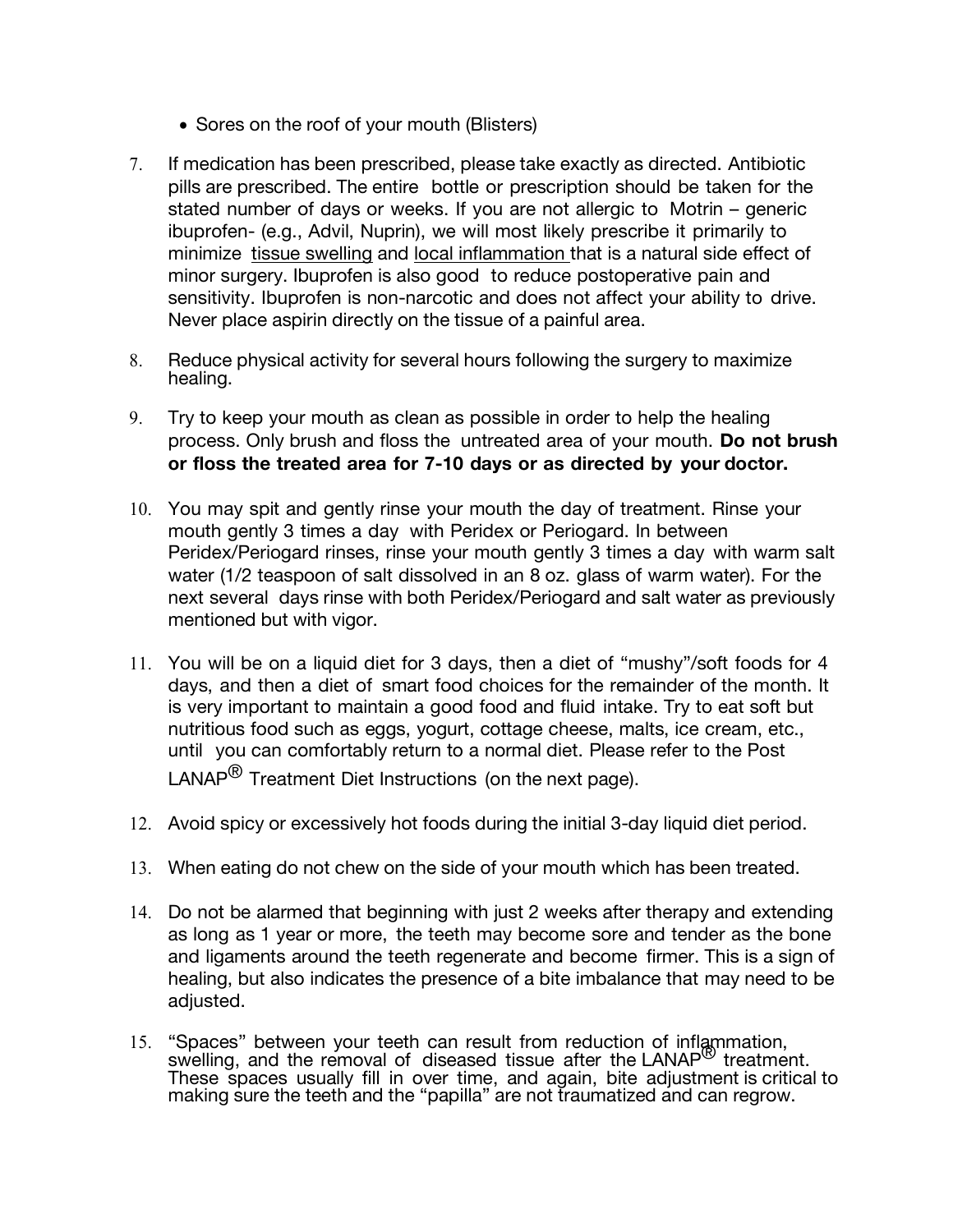- Sores on the roof of your mouth (Blisters)

7. If medication has been prescribed, please take exactly as directed. Antibiotic pills are prescribed. The entire bottle or prescription should be taken for the stated number of days or weeks. If you are not allergic to Motrin – generic ibuprofen- (e.g., Advil, Nuprin), we will most likely prescribe it primarily to minimize <u>tissue swelling</u> and <u>local inflammation</u> that is a natural side effect of minor surgery. Ibuprofen is also good to reduce postoperative pain and sensitivity. Ibuprofen is non-narcotic and does not affect your ability to drive. Never place aspirin directly on the tissue of a painful area.

8. Reduce physical activity for several hours following the surgery to maximize healing.

9. Try to keep your mouth as clean as possible in order to help the healing process. Only brush and floss the untreated area of your mouth. **Do not brush or floss the treated area for 7-10 days or as directed by your doctor.**

10. You may spit and gently rinse your mouth the day of treatment. Rinse your mouth gently 3 times a day with Peridex or Periogard. In between Peridex/Periogard rinses, rinse your mouth gently 3 times a day with warm salt water (1/2 teaspoon of salt dissolved in an 8 oz. glass of warm water). For the next several days rinse with both Peridex/Periogard and salt water as previously mentioned but with vigor.

11. You will be on a liquid diet for 3 days, then a diet of "mushy"/soft foods for 4 days, and then a diet of smart food choices for the remainder of the month. It is very important to maintain a good food and fluid intake. Try to eat soft but nutritious food such as eggs, yogurt, cottage cheese, malts, ice cream, etc., until you can comfortably return to a normal diet. Please refer to the Post LANAP® Treatment Diet Instructions (on the next page).

12. Avoid spicy or excessively hot foods during the initial 3-day liquid diet period.

13. When eating do not chew on the side of your mouth which has been treated.

14. Do not be alarmed that beginning with just 2 weeks after therapy and extending as long as 1 year or more, the teeth may become sore and tender as the bone and ligaments around the teeth regenerate and become firmer. This is a sign of healing, but also indicates the presence of a bite imbalance that may need to be adjusted.

15. "Spaces" between your teeth can result from reduction of inflammation, swelling, and the removal of diseased tissue after the LANAP® treatment. These spaces usually fill in over time, and again, bite adjustment is critical to making sure the teeth and the "papilla" are not traumatized and can regrow.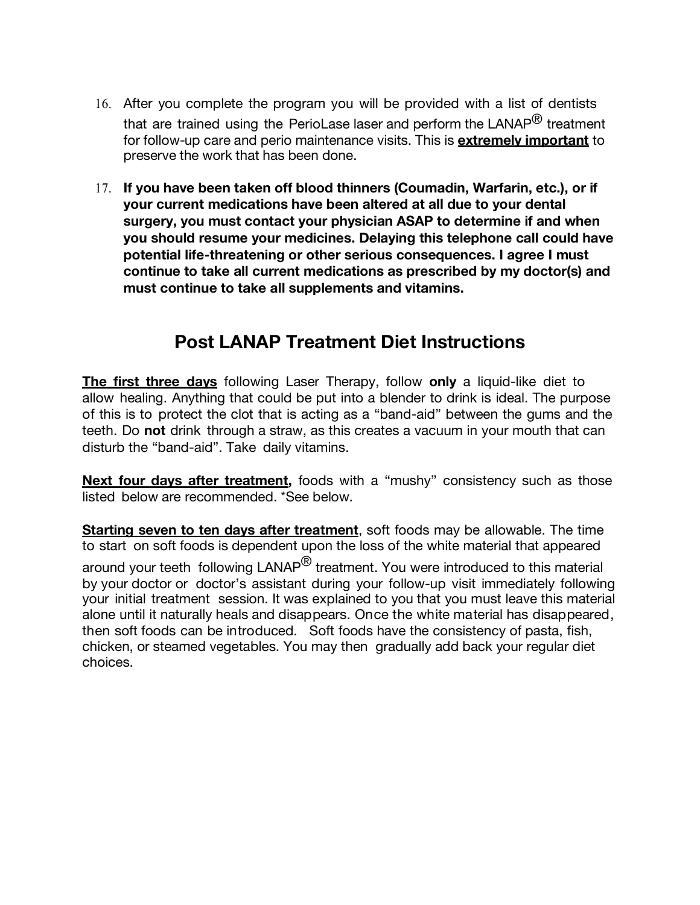16. After you complete the program you will be provided with a list of dentists that are trained using the PerioLase laser and perform the LANAP® treatment for follow-up care and perio maintenance visits. This is **extremely important** to preserve the work that has been done.

17. **If you have been taken off blood thinners (Coumadin, Warfarin, etc.), or if your current medications have been altered at all due to your dental surgery, you must contact your physician ASAP to determine if and when you should resume your medicines. Delaying this telephone call could have potential life-threatening or other serious consequences. I agree I must continue to take all current medications as prescribed by my doctor(s) and must continue to take all supplements and vitamins.**

## Post LANAP Treatment Diet Instructions

**The first three days** following Laser Therapy, follow **only** a liquid-like diet to allow healing. Anything that could be put into a blender to drink is ideal. The purpose of this is to protect the clot that is acting as a "band-aid" between the gums and the teeth. Do **not** drink through a straw, as this creates a vacuum in your mouth that can disturb the "band-aid". Take daily vitamins.

**Next four days after treatment,** foods with a "mushy" consistency such as those listed below are recommended. *See below.

**Starting seven to ten days after treatment**, soft foods may be allowable. The time to start on soft foods is dependent upon the loss of the white material that appeared around your teeth following LANAP® treatment. You were introduced to this material by your doctor or doctor's assistant during your follow-up visit immediately following your initial treatment session. It was explained to you that you must leave this material alone until it naturally heals and disappears. Once the white material has disappeared, then soft foods can be introduced. Soft foods have the consistency of pasta, fish, chicken, or steamed vegetables. You may then gradually add back your regular diet choices.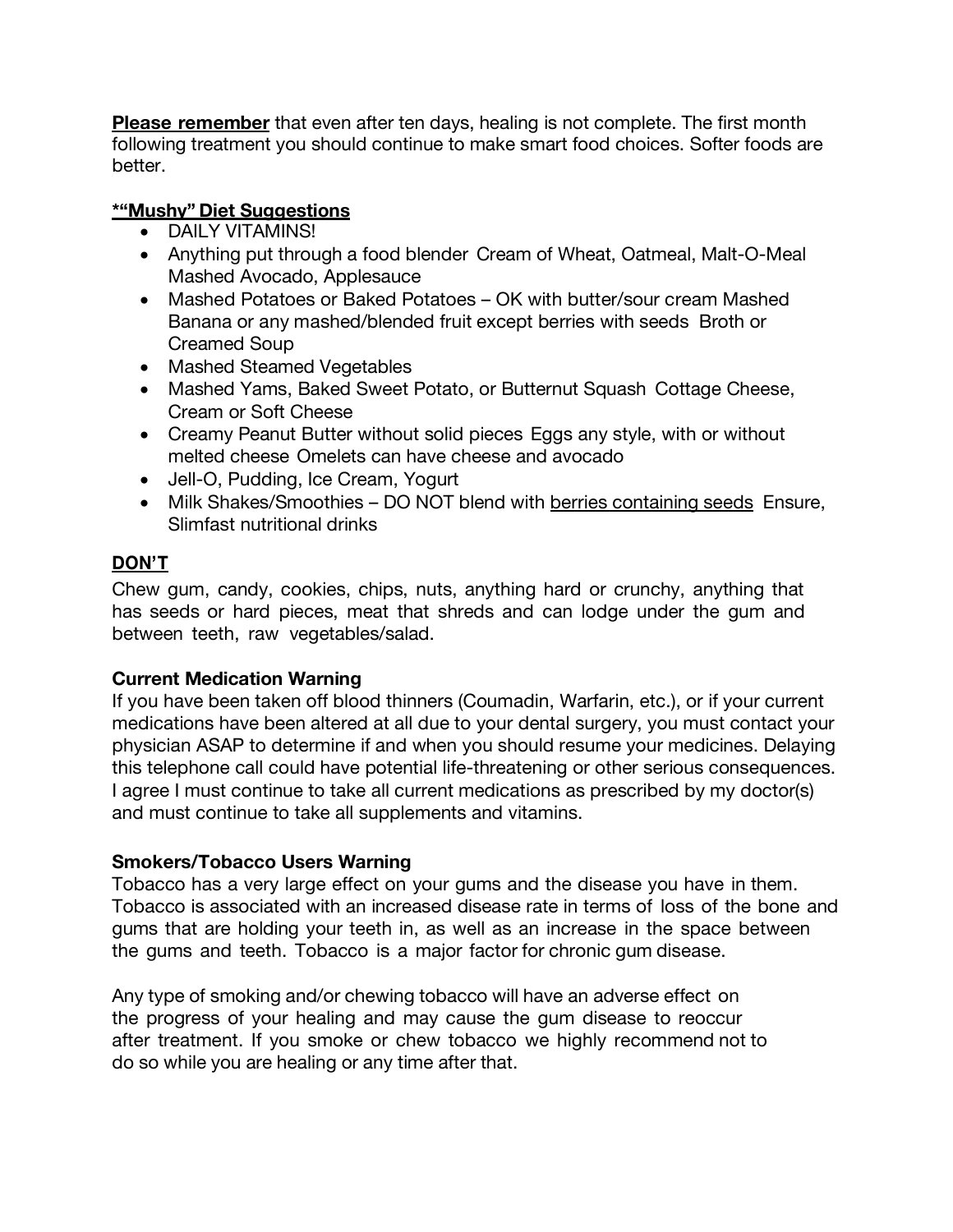**Please remember** that even after ten days, healing is not complete. The first month following treatment you should continue to make smart food choices. Softer foods are better.

**\*"Mushy" Diet Suggestions**

- DAILY VITAMINS!
- Anything put through a food blender Cream of Wheat, Oatmeal, Malt-O-Meal Mashed Avocado, Applesauce
- Mashed Potatoes or Baked Potatoes – OK with butter/sour cream Mashed Banana or any mashed/blended fruit except berries with seeds Broth or Creamed Soup
- Mashed Steamed Vegetables
- Mashed Yams, Baked Sweet Potato, or Butternut Squash Cottage Cheese, Cream or Soft Cheese
- Creamy Peanut Butter without solid pieces Eggs any style, with or without melted cheese Omelets can have cheese and avocado
- Jell-O, Pudding, Ice Cream, Yogurt
- Milk Shakes/Smoothies – DO NOT blend with berries containing seeds Ensure, Slimfast nutritional drinks

**DON'T**

Chew gum, candy, cookies, chips, nuts, anything hard or crunchy, anything that has seeds or hard pieces, meat that shreds and can lodge under the gum and between teeth, raw vegetables/salad.

**Current Medication Warning**

If you have been taken off blood thinners (Coumadin, Warfarin, etc.), or if your current medications have been altered at all due to your dental surgery, you must contact your physician ASAP to determine if and when you should resume your medicines. Delaying this telephone call could have potential life-threatening or other serious consequences. I agree I must continue to take all current medications as prescribed by my doctor(s) and must continue to take all supplements and vitamins.

**Smokers/Tobacco Users Warning**

Tobacco has a very large effect on your gums and the disease you have in them. Tobacco is associated with an increased disease rate in terms of loss of the bone and gums that are holding your teeth in, as well as an increase in the space between the gums and teeth. Tobacco is a major factor for chronic gum disease.

Any type of smoking and/or chewing tobacco will have an adverse effect on the progress of your healing and may cause the gum disease to reoccur after treatment. If you smoke or chew tobacco we highly recommend not to do so while you are healing or any time after that.